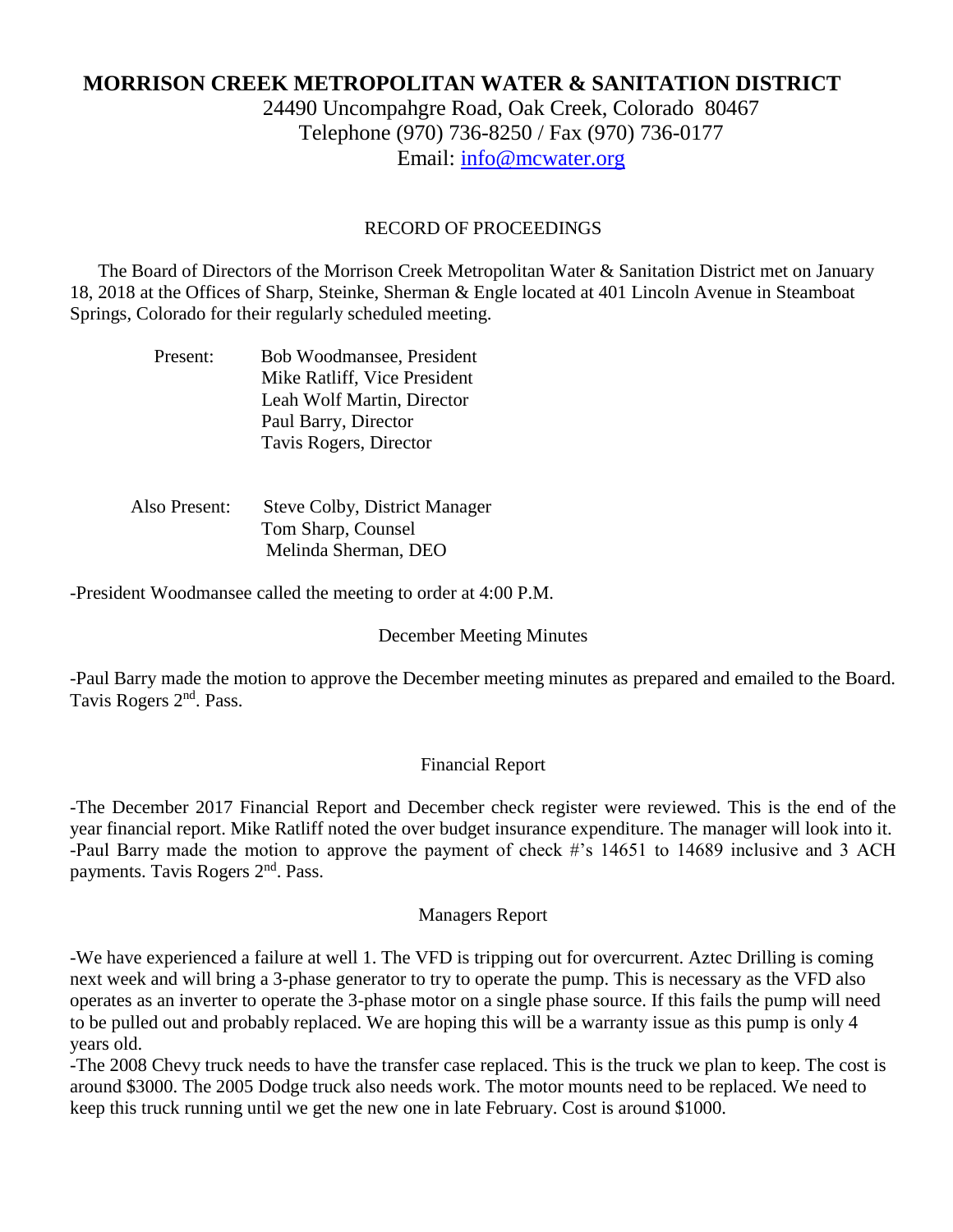# MORRISON CREEK METROPOLITAN WATER & SANITATION DISTRICT

24490 Uncompahgre Road, Oak Creek, Colorado 80467
Telephone (970) 736-8250 / Fax (970) 736-0177
Email: info@mcwater.org

## RECORD OF PROCEEDINGS

The Board of Directors of the Morrison Creek Metropolitan Water & Sanitation District met on January 18, 2018 at the Offices of Sharp, Steinke, Sherman & Engle located at 401 Lincoln Avenue in Steamboat Springs, Colorado for their regularly scheduled meeting.

Present:
- Bob Woodmansee, President
- Mike Ratliff, Vice President
- Leah Wolf Martin, Director
- Paul Barry, Director
- Tavis Rogers, Director

Also Present:
- Steve Colby, District Manager
- Tom Sharp, Counsel
- Melinda Sherman, DEO

-President Woodmansee called the meeting to order at 4:00 P.M.

### December Meeting Minutes

-Paul Barry made the motion to approve the December meeting minutes as prepared and emailed to the Board. Tavis Rogers 2nd. Pass.

### Financial Report

-The December 2017 Financial Report and December check register were reviewed. This is the end of the year financial report. Mike Ratliff noted the over budget insurance expenditure. The manager will look into it.
-Paul Barry made the motion to approve the payment of check #'s 14651 to 14689 inclusive and 3 ACH payments. Tavis Rogers 2nd. Pass.

### Managers Report

-We have experienced a failure at well 1. The VFD is tripping out for overcurrent. Aztec Drilling is coming next week and will bring a 3-phase generator to try to operate the pump. This is necessary as the VFD also operates as an inverter to operate the 3-phase motor on a single phase source. If this fails the pump will need to be pulled out and probably replaced. We are hoping this will be a warranty issue as this pump is only 4 years old.
-The 2008 Chevy truck needs to have the transfer case replaced. This is the truck we plan to keep. The cost is around $3000. The 2005 Dodge truck also needs work. The motor mounts need to be replaced. We need to keep this truck running until we get the new one in late February. Cost is around $1000.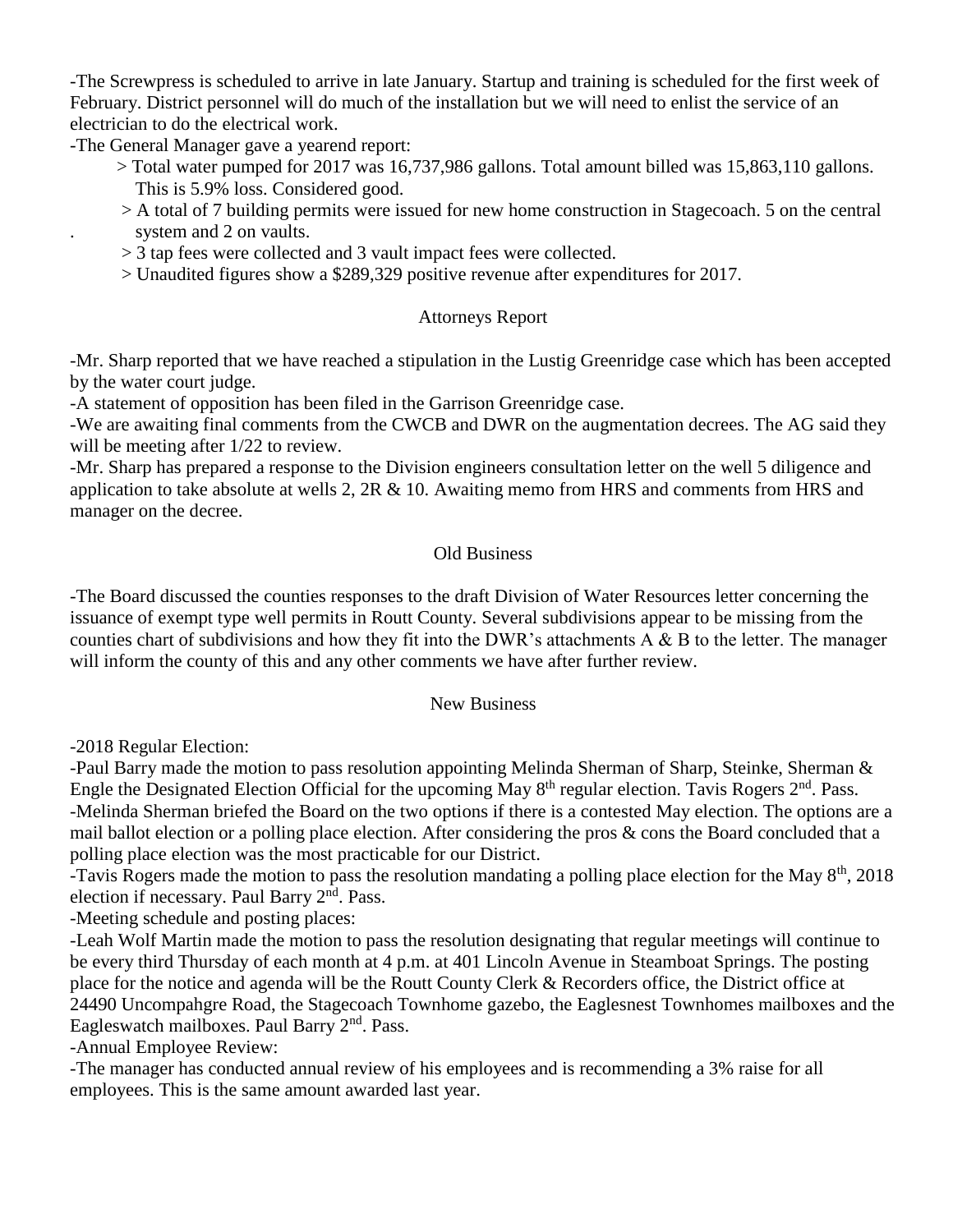-The Screwpress is scheduled to arrive in late January. Startup and training is scheduled for the first week of February. District personnel will do much of the installation but we will need to enlist the service of an electrician to do the electrical work.

-The General Manager gave a yearend report:

> Total water pumped for 2017 was 16,737,986 gallons. Total amount billed was 15,863,110 gallons. This is 5.9% loss. Considered good.
> A total of 7 building permits were issued for new home construction in Stagecoach. 5 on the central system and 2 on vaults.
> 3 tap fees were collected and 3 vault impact fees were collected.
> Unaudited figures show a $289,329 positive revenue after expenditures for 2017.

Attorneys Report

-Mr. Sharp reported that we have reached a stipulation in the Lustig Greenridge case which has been accepted by the water court judge.

-A statement of opposition has been filed in the Garrison Greenridge case.

-We are awaiting final comments from the CWCB and DWR on the augmentation decrees. The AG said they will be meeting after 1/22 to review.

-Mr. Sharp has prepared a response to the Division engineers consultation letter on the well 5 diligence and application to take absolute at wells 2, 2R & 10. Awaiting memo from HRS and comments from HRS and manager on the decree.

Old Business

-The Board discussed the counties responses to the draft Division of Water Resources letter concerning the issuance of exempt type well permits in Routt County. Several subdivisions appear to be missing from the counties chart of subdivisions and how they fit into the DWR's attachments A & B to the letter. The manager will inform the county of this and any other comments we have after further review.

New Business

-2018 Regular Election:

-Paul Barry made the motion to pass resolution appointing Melinda Sherman of Sharp, Steinke, Sherman & Engle the Designated Election Official for the upcoming May 8th regular election. Tavis Rogers 2nd. Pass.

-Melinda Sherman briefed the Board on the two options if there is a contested May election. The options are a mail ballot election or a polling place election. After considering the pros & cons the Board concluded that a polling place election was the most practicable for our District.

-Tavis Rogers made the motion to pass the resolution mandating a polling place election for the May 8th, 2018 election if necessary. Paul Barry 2nd. Pass.

-Meeting schedule and posting places:

-Leah Wolf Martin made the motion to pass the resolution designating that regular meetings will continue to be every third Thursday of each month at 4 p.m. at 401 Lincoln Avenue in Steamboat Springs. The posting place for the notice and agenda will be the Routt County Clerk & Recorders office, the District office at 24490 Uncompahgre Road, the Stagecoach Townhome gazebo, the Eaglesnest Townhomes mailboxes and the Eagleswatch mailboxes. Paul Barry 2nd. Pass.

-Annual Employee Review:

-The manager has conducted annual review of his employees and is recommending a 3% raise for all employees. This is the same amount awarded last year.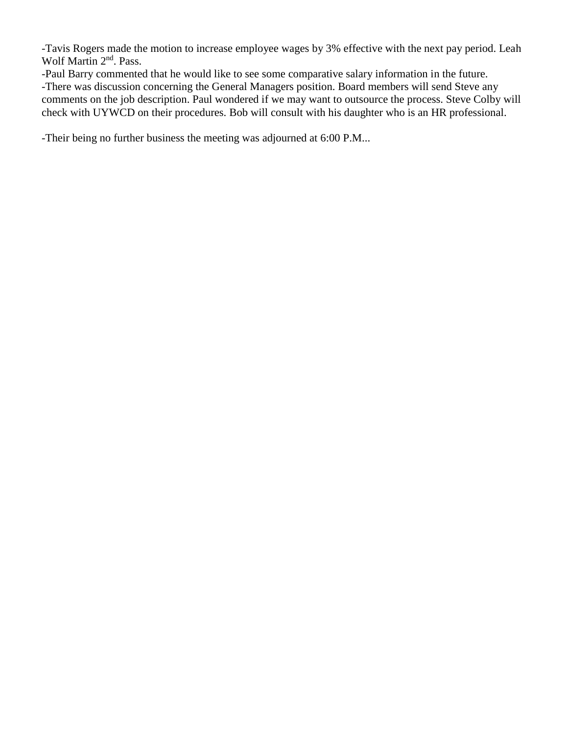-Tavis Rogers made the motion to increase employee wages by 3% effective with the next pay period. Leah Wolf Martin 2nd. Pass.

-Paul Barry commented that he would like to see some comparative salary information in the future.

-There was discussion concerning the General Managers position. Board members will send Steve any comments on the job description. Paul wondered if we may want to outsource the process. Steve Colby will check with UYWCD on their procedures. Bob will consult with his daughter who is an HR professional.

-Their being no further business the meeting was adjourned at 6:00 P.M...